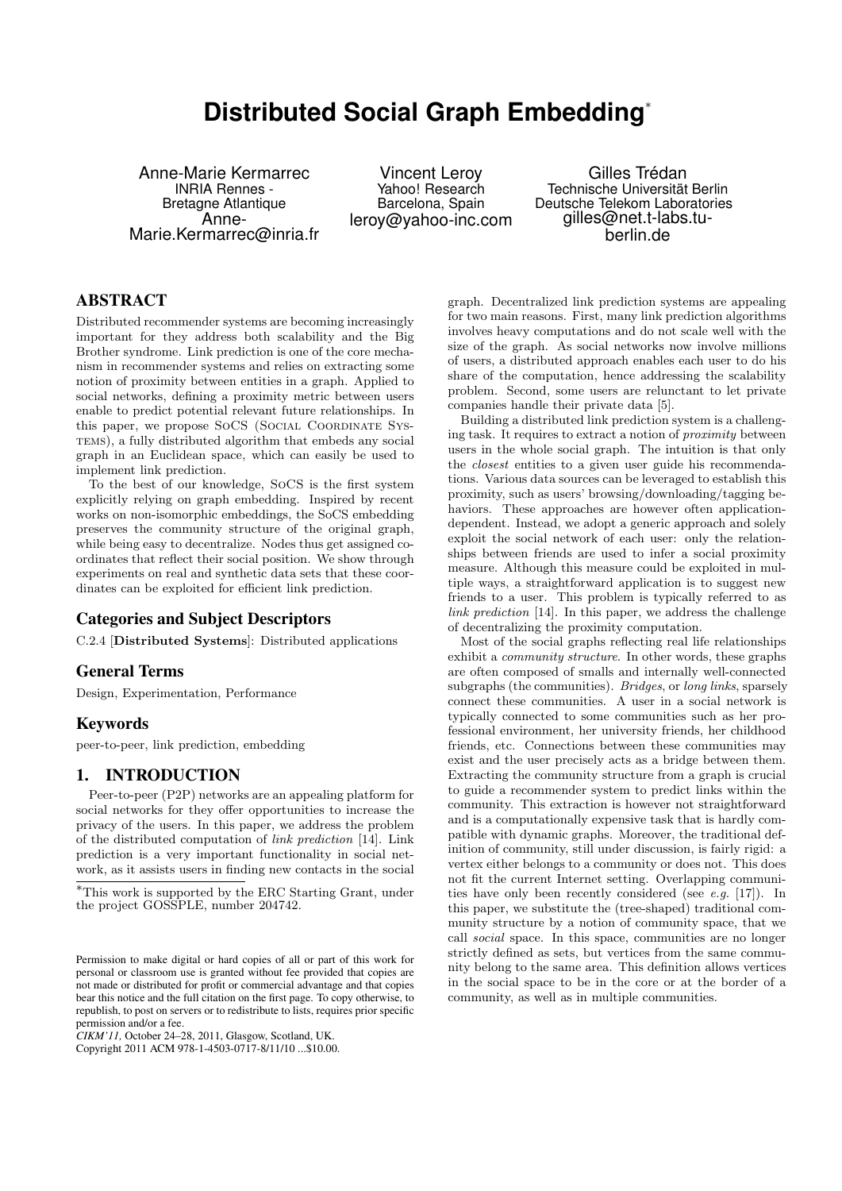# Distributed Social Graph Embedding*

Anne-Marie Kermarrec
INRIA Rennes - Bretagne Atlantique
Anne-Marie.Kermarrec@inria.fr

Vincent Leroy
Yahoo! Research
Barcelona, Spain
leroy@yahoo-inc.com

Gilles Trédan
Technische Universität Berlin
Deutsche Telekom Laboratories
gilles@net.t-labs.tu-berlin.de

## ABSTRACT

Distributed recommender systems are becoming increasingly important for they address both scalability and the Big Brother syndrome. Link prediction is one of the core mechanism in recommender systems and relies on extracting some notion of proximity between entities in a graph. Applied to social networks, defining a proximity metric between users enable to predict potential relevant future relationships. In this paper, we propose SoCS (Social Coordinate Systems), a fully distributed algorithm that embeds any social graph in an Euclidean space, which can easily be used to implement link prediction.

To the best of our knowledge, SoCS is the first system explicitly relying on graph embedding. Inspired by recent works on non-isomorphic embeddings, the SoCS embedding preserves the community structure of the original graph, while being easy to decentralize. Nodes thus get assigned coordinates that reflect their social position. We show through experiments on real and synthetic data sets that these coordinates can be exploited for efficient link prediction.

### Categories and Subject Descriptors

C.2.4 [**Distributed Systems**]: Distributed applications

### General Terms

Design, Experimentation, Performance

### Keywords

peer-to-peer, link prediction, embedding

## 1. INTRODUCTION

Peer-to-peer (P2P) networks are an appealing platform for social networks for they offer opportunities to increase the privacy of the users. In this paper, we address the problem of the distributed computation of *link prediction* [14]. Link prediction is a very important functionality in social network, as it assists users in finding new contacts in the social graph. Decentralized link prediction systems are appealing for two main reasons. First, many link prediction algorithms involves heavy computations and do not scale well with the size of the graph. As social networks now involve millions of users, a distributed approach enables each user to do his share of the computation, hence addressing the scalability problem. Second, some users are relunctant to let private companies handle their private data [5].

Building a distributed link prediction system is a challenging task. It requires to extract a notion of *proximity* between users in the whole social graph. The intuition is that only the *closest* entities to a given user guide his recommendations. Various data sources can be leveraged to establish this proximity, such as users' browsing/downloading/tagging behaviors. These approaches are however often application-dependent. Instead, we adopt a generic approach and solely exploit the social network of each user: only the relationships between friends are used to infer a social proximity measure. Although this measure could be exploited in multiple ways, a straightforward application is to suggest new friends to a user. This problem is typically referred to as *link prediction* [14]. In this paper, we address the challenge of decentralizing the proximity computation.

Most of the social graphs reflecting real life relationships exhibit a *community structure*. In other words, these graphs are often composed of smalls and internally well-connected subgraphs (the communities). *Bridges*, or *long links*, sparsely connect these communities. A user in a social network is typically connected to some communities such as her professional environment, her university friends, her childhood friends, etc. Connections between these communities may exist and the user precisely acts as a bridge between them. Extracting the community structure from a graph is crucial to guide a recommender system to predict links within the community. This extraction is however not straightforward and is a computationally expensive task that is hardly compatible with dynamic graphs. Moreover, the traditional definition of community, still under discussion, is fairly rigid: a vertex either belongs to a community or does not. This does not fit the current Internet setting. Overlapping communities have only been recently considered (see *e.g.* [17]). In this paper, we substitute the (tree-shaped) traditional community structure by a notion of community space, that we call *social* space. In this space, communities are no longer strictly defined as sets, but vertices from the same community belong to the same area. This definition allows vertices in the social space to be in the core or at the border of a community, as well as in multiple communities.

*This work is supported by the ERC Starting Grant, under the project GOSSPLE, number 204742.

Permission to make digital or hard copies of all or part of this work for personal or classroom use is granted without fee provided that copies are not made or distributed for profit or commercial advantage and that copies bear this notice and the full citation on the first page. To copy otherwise, to republish, to post on servers or to redistribute to lists, requires prior specific permission and/or a fee.
*CIKM'11,* October 24–28, 2011, Glasgow, Scotland, UK.
Copyright 2011 ACM 978-1-4503-0717-8/11/10 ...$10.00.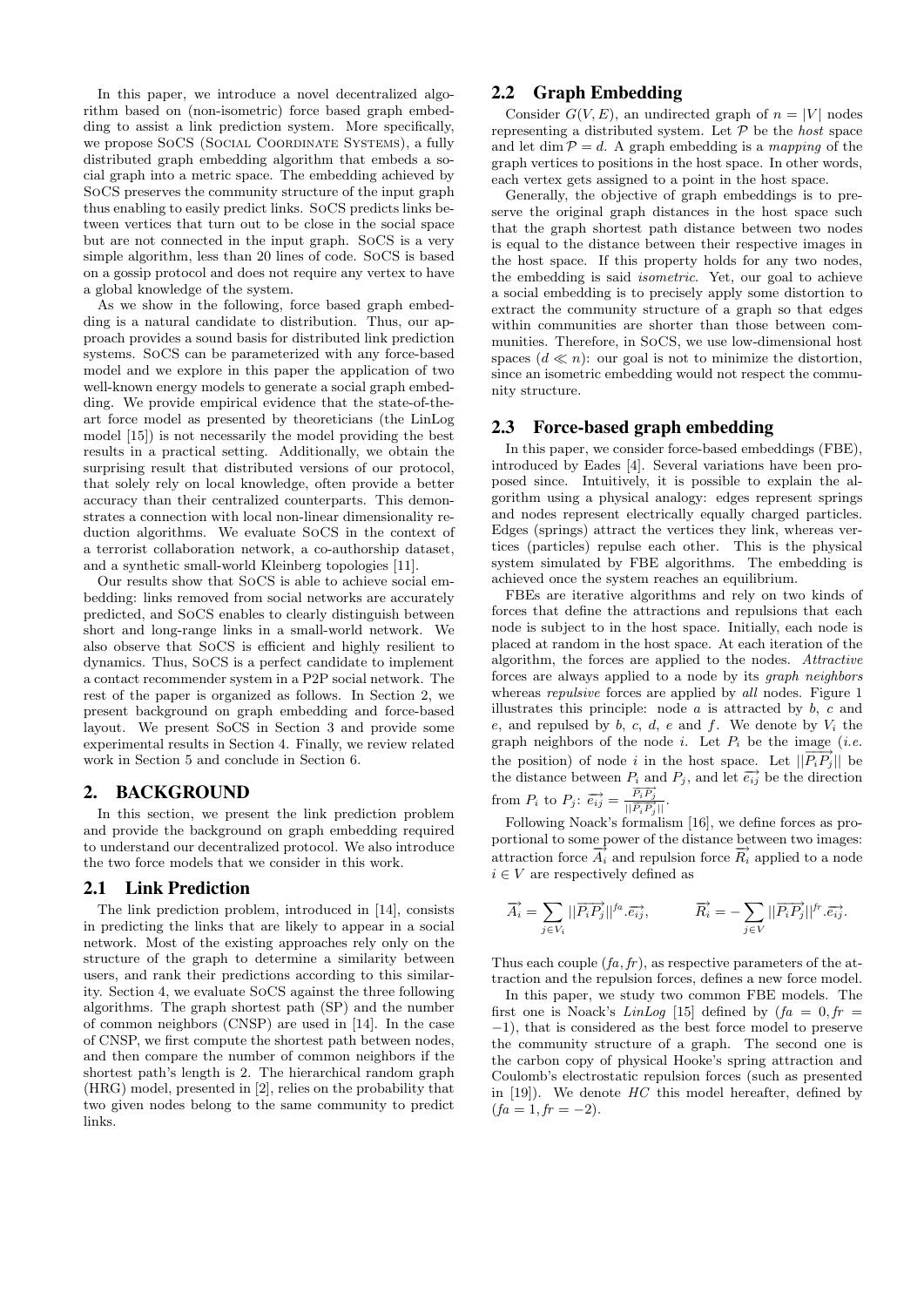In this paper, we introduce a novel decentralized algorithm based on (non-isometric) force based graph embedding to assist a link prediction system. More specifically, we propose SoCS (Social Coordinate Systems), a fully distributed graph embedding algorithm that embeds a social graph into a metric space. The embedding achieved by SoCS preserves the community structure of the input graph thus enabling to easily predict links. SoCS predicts links between vertices that turn out to be close in the social space but are not connected in the input graph. SoCS is a very simple algorithm, less than 20 lines of code. SoCS is based on a gossip protocol and does not require any vertex to have a global knowledge of the system.

As we show in the following, force based graph embedding is a natural candidate to distribution. Thus, our approach provides a sound basis for distributed link prediction systems. SoCS can be parameterized with any force-based model and we explore in this paper the application of two well-known energy models to generate a social graph embedding. We provide empirical evidence that the state-of-the-art force model as presented by theoreticians (the LinLog model [15]) is not necessarily the model providing the best results in a practical setting. Additionally, we obtain the surprising result that distributed versions of our protocol, that solely rely on local knowledge, often provide a better accuracy than their centralized counterparts. This demonstrates a connection with local non-linear dimensionality reduction algorithms. We evaluate SoCS in the context of a terrorist collaboration network, a co-authorship dataset, and a synthetic small-world Kleinberg topologies [11].

Our results show that SoCS is able to achieve social embedding: links removed from social networks are accurately predicted, and SoCS enables to clearly distinguish between short and long-range links in a small-world network. We also observe that SoCS is efficient and highly resilient to dynamics. Thus, SoCS is a perfect candidate to implement a contact recommender system in a P2P social network. The rest of the paper is organized as follows. In Section 2, we present background on graph embedding and force-based layout. We present SoCS in Section 3 and provide some experimental results in Section 4. Finally, we review related work in Section 5 and conclude in Section 6.

# 2. BACKGROUND

In this section, we present the link prediction problem and provide the background on graph embedding required to understand our decentralized protocol. We also introduce the two force models that we consider in this work.

## 2.1 Link Prediction

The link prediction problem, introduced in [14], consists in predicting the links that are likely to appear in a social network. Most of the existing approaches rely only on the structure of the graph to determine a similarity between users, and rank their predictions according to this similarity. Section 4, we evaluate SoCS against the three following algorithms. The graph shortest path (SP) and the number of common neighbors (CNSP) are used in [14]. In the case of CNSP, we first compute the shortest path between nodes, and then compare the number of common neighbors if the shortest path's length is 2. The hierarchical random graph (HRG) model, presented in [2], relies on the probability that two given nodes belong to the same community to predict links.

## 2.2 Graph Embedding

Consider $G(V, E)$, an undirected graph of $n = |V|$ nodes representing a distributed system. Let $\mathcal{P}$ be the *host* space and let $\dim \mathcal{P} = d$. A graph embedding is a *mapping* of the graph vertices to positions in the host space. In other words, each vertex gets assigned to a point in the host space.

Generally, the objective of graph embeddings is to preserve the original graph distances in the host space such that the graph shortest path distance between two nodes is equal to the distance between their respective images in the host space. If this property holds for any two nodes, the embedding is said *isometric*. Yet, our goal to achieve a social embedding is to precisely apply some distortion to extract the community structure of a graph so that edges within communities are shorter than those between communities. Therefore, in SoCS, we use low-dimensional host spaces ($d \ll n$): our goal is not to minimize the distortion, since an isometric embedding would not respect the community structure.

## 2.3 Force-based graph embedding

In this paper, we consider force-based embeddings (FBE), introduced by Eades [4]. Several variations have been proposed since. Intuitively, it is possible to explain the algorithm using a physical analogy: edges represent springs and nodes represent electrically equally charged particles. Edges (springs) attract the vertices they link, whereas vertices (particles) repulse each other. This is the physical system simulated by FBE algorithms. The embedding is achieved once the system reaches an equilibrium.

FBEs are iterative algorithms and rely on two kinds of forces that define the attractions and repulsions that each node is subject to in the host space. Initially, each node is placed at random in the host space. At each iteration of the algorithm, the forces are applied to the nodes. *Attractive* forces are always applied to a node by its *graph neighbors* whereas *repulsive* forces are applied by *all* nodes. Figure 1 illustrates this principle: node $a$ is attracted by $b$, $c$ and $e$, and repulsed by $b$, $c$, $d$, $e$ and $f$. We denote by $V_i$ the graph neighbors of the node $i$. Let $P_i$ be the image (*i.e.* the position) of node $i$ in the host space. Let $||\overrightarrow{P_iP_j}||$ be the distance between $P_i$ and $P_j$, and let $\overrightarrow{e_{ij}}$ be the direction from $P_i$ to $P_j$: $\overrightarrow{e_{ij}} = \frac{\overrightarrow{P_iP_j}}{||\overrightarrow{P_iP_j}||}$.

Following Noack's formalism [16], we define forces as proportional to some power of the distance between two images: attraction force $\overrightarrow{A_i}$ and repulsion force $\overrightarrow{R_i}$ applied to a node $i \in V$ are respectively defined as

$$\overrightarrow{A_i} = \sum_{j \in V_i} ||\overrightarrow{P_iP_j}||^{fa}.\overrightarrow{e_{ij}}, \qquad \overrightarrow{R_i} = -\sum_{j \in V} ||\overrightarrow{P_iP_j}||^{fr}.\overrightarrow{e_{ij}}.$$

Thus each couple $(fa, fr)$, as respective parameters of the attraction and the repulsion forces, defines a new force model.

In this paper, we study two common FBE models. The first one is Noack's *LinLog* [15] defined by $(fa = 0, fr = -1)$, that is considered as the best force model to preserve the community structure of a graph. The second one is the carbon copy of physical Hooke's spring attraction and Coulomb's electrostatic repulsion forces (such as presented in [19]). We denote *HC* this model hereafter, defined by $(fa = 1, fr = -2)$.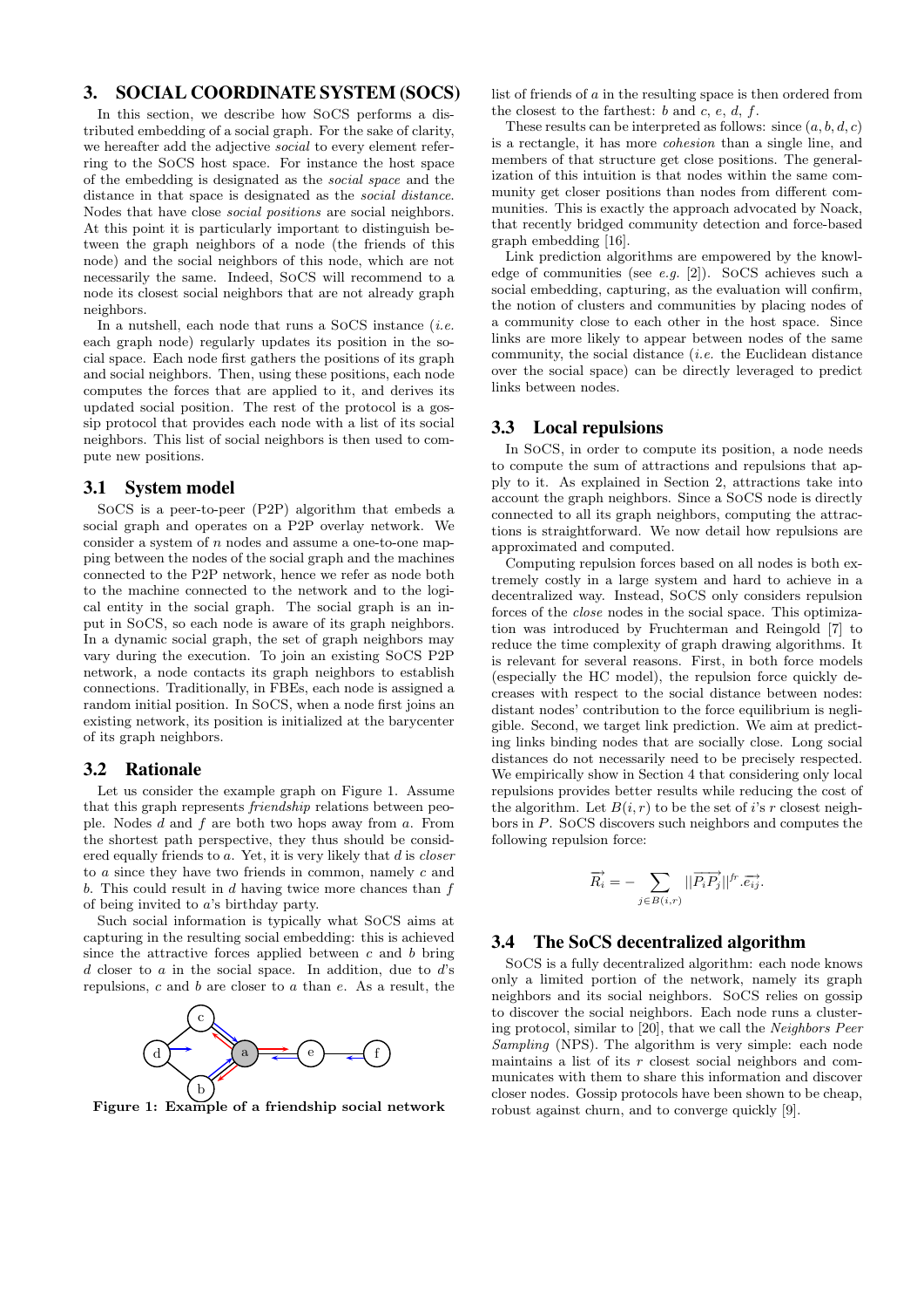## 3. SOCIAL COORDINATE SYSTEM (SOCS)

In this section, we describe how SoCS performs a distributed embedding of a social graph. For the sake of clarity, we hereafter add the adjective *social* to every element referring to the SoCS host space. For instance the host space of the embedding is designated as the *social space* and the distance in that space is designated as the *social distance*. Nodes that have close *social positions* are social neighbors. At this point it is particularly important to distinguish between the graph neighbors of a node (the friends of this node) and the social neighbors of this node, which are not necessarily the same. Indeed, SoCS will recommend to a node its closest social neighbors that are not already graph neighbors.

In a nutshell, each node that runs a SoCS instance (*i.e.* each graph node) regularly updates its position in the social space. Each node first gathers the positions of its graph and social neighbors. Then, using these positions, each node computes the forces that are applied to it, and derives its updated social position. The rest of the protocol is a gossip protocol that provides each node with a list of its social neighbors. This list of social neighbors is then used to compute new positions.

### 3.1 System model

SoCS is a peer-to-peer (P2P) algorithm that embeds a social graph and operates on a P2P overlay network. We consider a system of $n$ nodes and assume a one-to-one mapping between the nodes of the social graph and the machines connected to the P2P network, hence we refer as node both to the machine connected to the network and to the logical entity in the social graph. The social graph is an input in SoCS, so each node is aware of its graph neighbors. In a dynamic social graph, the set of graph neighbors may vary during the execution. To join an existing SoCS P2P network, a node contacts its graph neighbors to establish connections. Traditionally, in FBEs, each node is assigned a random initial position. In SoCS, when a node first joins an existing network, its position is initialized at the barycenter of its graph neighbors.

### 3.2 Rationale

Let us consider the example graph on Figure 1. Assume that this graph represents *friendship* relations between people. Nodes $d$ and $f$ are both two hops away from $a$. From the shortest path perspective, they thus should be considered equally friends to $a$. Yet, it is very likely that $d$ is *closer* to $a$ since they have two friends in common, namely $c$ and $b$. This could result in $d$ having twice more chances than $f$ of being invited to $a$'s birthday party.

Such social information is typically what SoCS aims at capturing in the resulting social embedding: this is achieved since the attractive forces applied between $c$ and $b$ bring $d$ closer to $a$ in the social space. In addition, due to $d$'s repulsions, $c$ and $b$ are closer to $a$ than $e$. As a result, the list of friends of $a$ in the resulting space is then ordered from the closest to the farthest: $b$ and $c$, $e$, $d$, $f$.

**Figure 1: Example of a friendship social network**

These results can be interpreted as follows: since $(a, b, d, c)$ is a rectangle, it has more *cohesion* than a single line, and members of that structure get close positions. The generalization of this intuition is that nodes within the same community get closer positions than nodes from different communities. This is exactly the approach advocated by Noack, that recently bridged community detection and force-based graph embedding [16].

Link prediction algorithms are empowered by the knowledge of communities (see *e.g.* [2]). SoCS achieves such a social embedding, capturing, as the evaluation will confirm, the notion of clusters and communities by placing nodes of a community close to each other in the host space. Since links are more likely to appear between nodes of the same community, the social distance (*i.e.* the Euclidean distance over the social space) can be directly leveraged to predict links between nodes.

### 3.3 Local repulsions

In SoCS, in order to compute its position, a node needs to compute the sum of attractions and repulsions that apply to it. As explained in Section 2, attractions take into account the graph neighbors. Since a SoCS node is directly connected to all its graph neighbors, computing the attractions is straightforward. We now detail how repulsions are approximated and computed.

Computing repulsion forces based on all nodes is both extremely costly in a large system and hard to achieve in a decentralized way. Instead, SoCS only considers repulsion forces of the *close* nodes in the social space. This optimization was introduced by Fruchterman and Reingold [7] to reduce the time complexity of graph drawing algorithms. It is relevant for several reasons. First, in both force models (especially the HC model), the repulsion force quickly decreases with respect to the social distance between nodes: distant nodes' contribution to the force equilibrium is negligible. Second, we target link prediction. We aim at predicting links binding nodes that are socially close. Long social distances do not necessarily need to be precisely respected. We empirically show in Section 4 that considering only local repulsions provides better results while reducing the cost of the algorithm. Let $B(i, r)$ to be the set of $i$'s $r$ closest neighbors in $P$. SoCS discovers such neighbors and computes the following repulsion force:

$$\overrightarrow{R_i} = - \sum_{j \in B(i,r)} ||\overrightarrow{P_i P_j}||^{fr} . \overrightarrow{e_{ij}}.$$

### 3.4 The SoCS decentralized algorithm

SoCS is a fully decentralized algorithm: each node knows only a limited portion of the network, namely its graph neighbors and its social neighbors. SoCS relies on gossip to discover the social neighbors. Each node runs a clustering protocol, similar to [20], that we call the *Neighbors Peer Sampling* (NPS). The algorithm is very simple: each node maintains a list of its $r$ closest social neighbors and communicates with them to share this information and discover closer nodes. Gossip protocols have been shown to be cheap, robust against churn, and to converge quickly [9].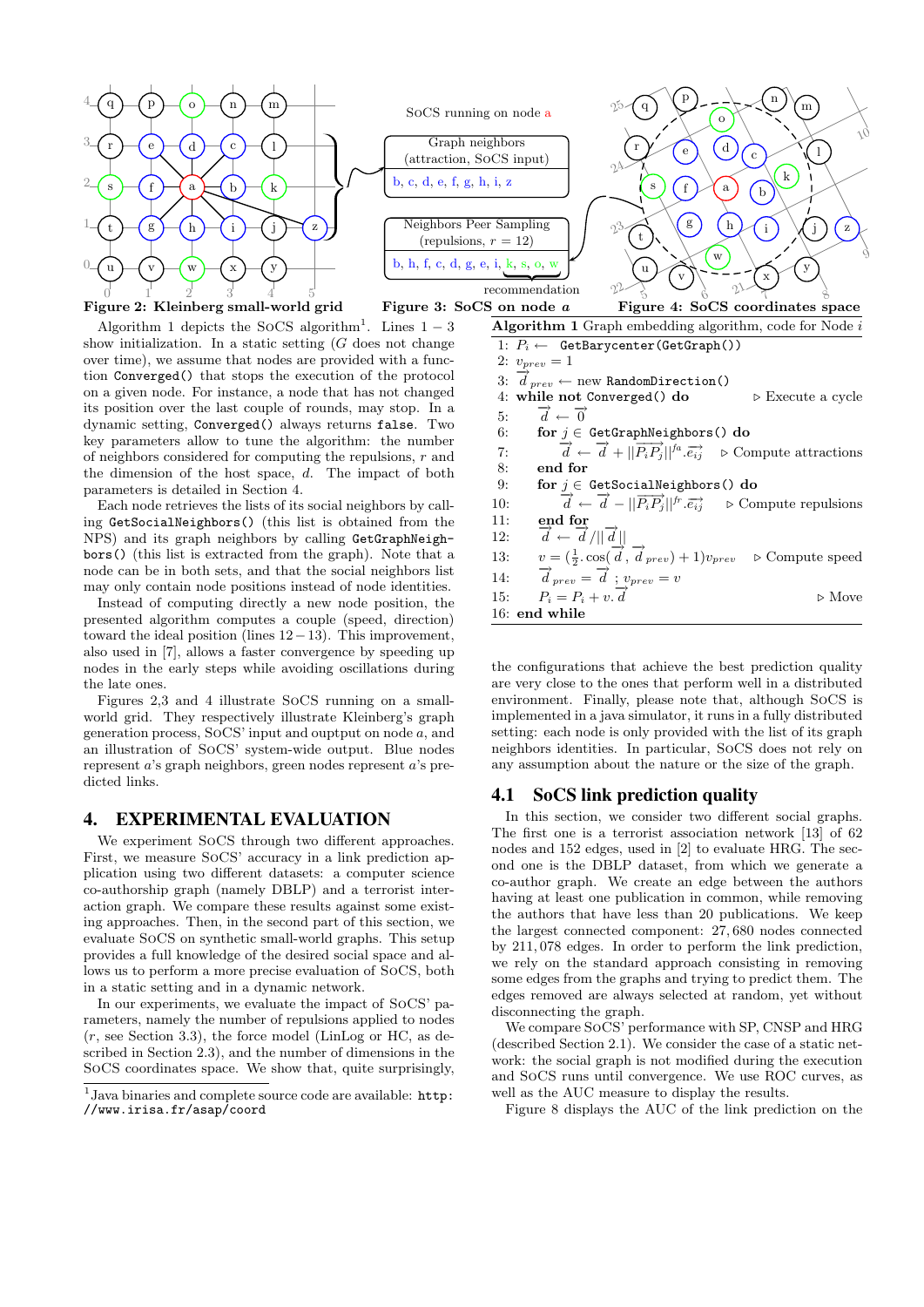Figure 2: Kleinberg small-world grid

Figure 3: SoCS on node $a$

Figure 4: SoCS coordinates space

Algorithm 1 depicts the SoCS algorithm[1]. Lines $1-3$ show initialization. In a static setting ($G$ does not change over time), we assume that nodes are provided with a function `Converged()` that stops the execution of the protocol on a given node. For instance, a node that has not changed its position over the last couple of rounds, may stop. In a dynamic setting, `Converged()` always returns `false`. Two key parameters allow to tune the algorithm: the number of neighbors considered for computing the repulsions, $r$ and the dimension of the host space, $d$. The impact of both parameters is detailed in Section 4.

Each node retrieves the lists of its social neighbors by calling `GetSocialNeighbors()` (this list is obtained from the NPS) and its graph neighbors by calling `GetGraphNeighbors()` (this list is extracted from the graph). Note that a node can be in both sets, and that the social neighbors list may only contain node positions instead of node identities.

Instead of computing directly a new node position, the presented algorithm computes a couple (speed, direction) toward the ideal position (lines $12-13$). This improvement, also used in [7], allows a faster convergence by speeding up nodes in the early steps while avoiding oscillations during the late ones.

Figures 2,3 and 4 illustrate SoCS running on a small-world grid. They respectively illustrate Kleinberg's graph generation process, SoCS' input and ouptput on node $a$, and an illustration of SoCS' system-wide output. Blue nodes represent $a$'s graph neighbors, green nodes represent $a$'s predicted links.

**Algorithm 1** Graph embedding algorithm, code for Node $i$

```
1:  P_i ← GetBarycenter(GetGraph())
2:  v_prev = 1
3:  d_prev ← new RandomDirection()
4:  while not Converged() do                          ▷ Execute a cycle
5:      d ← 0
6:      for j ∈ GetGraphNeighbors() do
7:          d ← d + ||P_iP_j||^fa . e_ij              ▷ Compute attractions
8:      end for
9:      for j ∈ GetSocialNeighbors() do
10:         d ← d − ||P_iP_j||^fr . e_ij              ▷ Compute repulsions
11:     end for
12:     d ← d / ||d||
13:     v = (1/2 . cos(d, d_prev) + 1) v_prev         ▷ Compute speed
14:     d_prev = d ; v_prev = v
15:     P_i = P_i + v. d                              ▷ Move
16: end while
```

the configurations that achieve the best prediction quality are very close to the ones that perform well in a distributed environment. Finally, please note that, although SoCS is implemented in a java simulator, it runs in a fully distributed setting: each node is only provided with the list of its graph neighbors identities. In particular, SoCS does not rely on any assumption about the nature or the size of the graph.

## 4. EXPERIMENTAL EVALUATION

We experiment SoCS through two different approaches. First, we measure SoCS' accuracy in a link prediction application using two different datasets: a computer science co-authorship graph (namely DBLP) and a terrorist interaction graph. We compare these results against some existing approaches. Then, in the second part of this section, we evaluate SoCS on synthetic small-world graphs. This setup provides a full knowledge of the desired social space and allows us to perform a more precise evaluation of SoCS, both in a static setting and in a dynamic network.

In our experiments, we evaluate the impact of SoCS' parameters, namely the number of repulsions applied to nodes ($r$, see Section 3.3), the force model (LinLog or HC, as described in Section 2.3), and the number of dimensions in the SoCS coordinates space. We show that, quite surprisingly,

### 4.1 SoCS link prediction quality

In this section, we consider two different social graphs. The first one is a terrorist association network [13] of 62 nodes and 152 edges, used in [2] to evaluate HRG. The second one is the DBLP dataset, from which we generate a co-author graph. We create an edge between the authors having at least one publication in common, while removing the authors that have less than 20 publications. We keep the largest connected component: 27,680 nodes connected by 211,078 edges. In order to perform the link prediction, we rely on the standard approach consisting in removing some edges from the graphs and trying to predict them. The edges removed are always selected at random, yet without disconnecting the graph.

We compare SoCS' performance with SP, CNSP and HRG (described Section 2.1). We consider the case of a static network: the social graph is not modified during the execution and SoCS runs until convergence. We use ROC curves, as well as the AUC measure to display the results.

Figure 8 displays the AUC of the link prediction on the

[1] Java binaries and complete source code are available: `http://www.irisa.fr/asap/coord`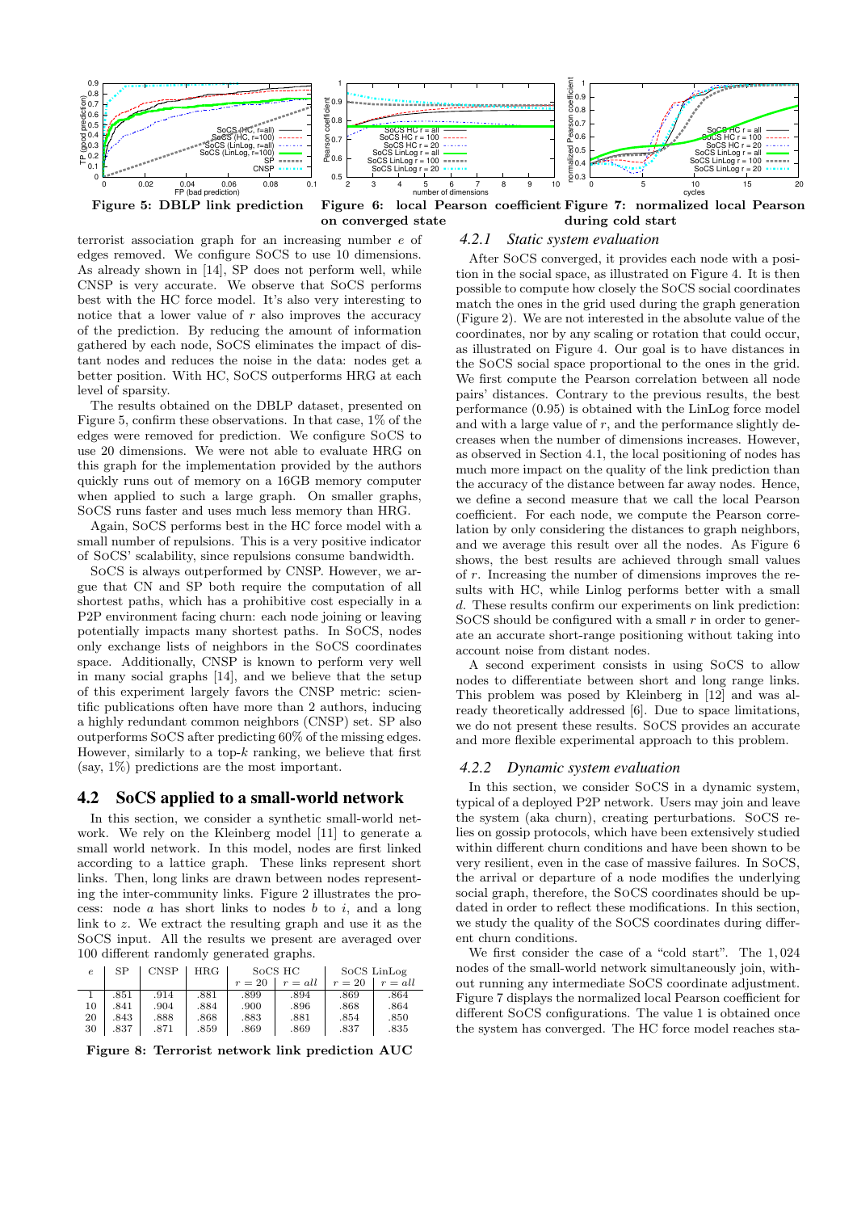Figure 5: DBLP link prediction

Figure 6: local Pearson coefficient on converged state

Figure 7: normalized local Pearson during cold start

terrorist association graph for an increasing number $e$ of edges removed. We configure SoCS to use 10 dimensions. As already shown in [14], SP does not perform well, while CNSP is very accurate. We observe that SoCS performs best with the HC force model. It's also very interesting to notice that a lower value of $r$ also improves the accuracy of the prediction. By reducing the amount of information gathered by each node, SoCS eliminates the impact of distant nodes and reduces the noise in the data: nodes get a better position. With HC, SoCS outperforms HRG at each level of sparsity.

The results obtained on the DBLP dataset, presented on Figure 5, confirm these observations. In that case, 1% of the edges were removed for prediction. We configure SoCS to use 20 dimensions. We were not able to evaluate HRG on this graph for the implementation provided by the authors quickly runs out of memory on a 16GB memory computer when applied to such a large graph. On smaller graphs, SoCS runs faster and uses much less memory than HRG.

Again, SoCS performs best in the HC force model with a small number of repulsions. This is a very positive indicator of SoCS' scalability, since repulsions consume bandwidth.

SoCS is always outperformed by CNSP. However, we argue that CN and SP both require the computation of all shortest paths, which has a prohibitive cost especially in a P2P environment facing churn: each node joining or leaving potentially impacts many shortest paths. In SoCS, nodes only exchange lists of neighbors in the SoCS coordinates space. Additionally, CNSP is known to perform very well in many social graphs [14], and we believe that the setup of this experiment largely favors the CNSP metric: scientific publications often have more than 2 authors, inducing a highly redundant common neighbors (CNSP) set. SP also outperforms SoCS after predicting 60% of the missing edges. However, similarly to a top-$k$ ranking, we believe that first (say, 1%) predictions are the most important.

## 4.2 SoCS applied to a small-world network

In this section, we consider a synthetic small-world network. We rely on the Kleinberg model [11] to generate a small world network. In this model, nodes are first linked according to a lattice graph. These links represent short links. Then, long links are drawn between nodes representing the inter-community links. Figure 2 illustrates the process: node $a$ has short links to nodes $b$ to $i$, and a long link to $z$. We extract the resulting graph and use it as the SoCS input. All the results we present are averaged over 100 different randomly generated graphs.

| $e$ | SP | CNSP | HRG | SoCS HC | | SoCS LinLog | |
|---|---|---|---|---|---|---|---|
| | | | | $r=20$ | $r=all$ | $r=20$ | $r=all$ |
| 1 | .851 | .914 | .881 | .899 | .894 | .869 | .864 |
| 10 | .841 | .904 | .884 | .900 | .896 | .868 | .864 |
| 20 | .843 | .888 | .868 | .883 | .881 | .854 | .850 |
| 30 | .837 | .871 | .859 | .869 | .869 | .837 | .835 |

Figure 8: Terrorist network link prediction AUC

### 4.2.1 Static system evaluation

After SoCS converged, it provides each node with a position in the social space, as illustrated on Figure 4. It is then possible to compute how closely the SoCS social coordinates match the ones in the grid used during the graph generation (Figure 2). We are not interested in the absolute value of the coordinates, nor by any scaling or rotation that could occur, as illustrated on Figure 4. Our goal is to have distances in the SoCS social space proportional to the ones in the grid. We first compute the Pearson correlation between all node pairs' distances. Contrary to the previous results, the best performance (0.95) is obtained with the LinLog force model and with a large value of $r$, and the performance slightly decreases when the number of dimensions increases. However, as observed in Section 4.1, the local positioning of nodes has much more impact on the quality of the link prediction than the accuracy of the distance between far away nodes. Hence, we define a second measure that we call the local Pearson coefficient. For each node, we compute the Pearson correlation by only considering the distances to graph neighbors, and we average this result over all the nodes. As Figure 6 shows, the best results are achieved through small values of $r$. Increasing the number of dimensions improves the results with HC, while Linlog performs better with a small $d$. These results confirm our experiments on link prediction: SoCS should be configured with a small $r$ in order to generate an accurate short-range positioning without taking into account noise from distant nodes.

A second experiment consists in using SoCS to allow nodes to differentiate between short and long range links. This problem was posed by Kleinberg in [12] and was already theoretically addressed [6]. Due to space limitations, we do not present these results. SoCS provides an accurate and more flexible experimental approach to this problem.

### 4.2.2 Dynamic system evaluation

In this section, we consider SoCS in a dynamic system, typical of a deployed P2P network. Users may join and leave the system (aka churn), creating perturbations. SoCS relies on gossip protocols, which have been extensively studied within different churn conditions and have been shown to be very resilient, even in the case of massive failures. In SoCS, the arrival or departure of a node modifies the underlying social graph, therefore, the SoCS coordinates should be updated in order to reflect these modifications. In this section, we study the quality of the SoCS coordinates during different churn conditions.

We first consider the case of a "cold start". The 1,024 nodes of the small-world network simultaneously join, without running any intermediate SoCS coordinate adjustment. Figure 7 displays the normalized local Pearson coefficient for different SoCS configurations. The value 1 is obtained once the system has converged. The HC force model reaches sta-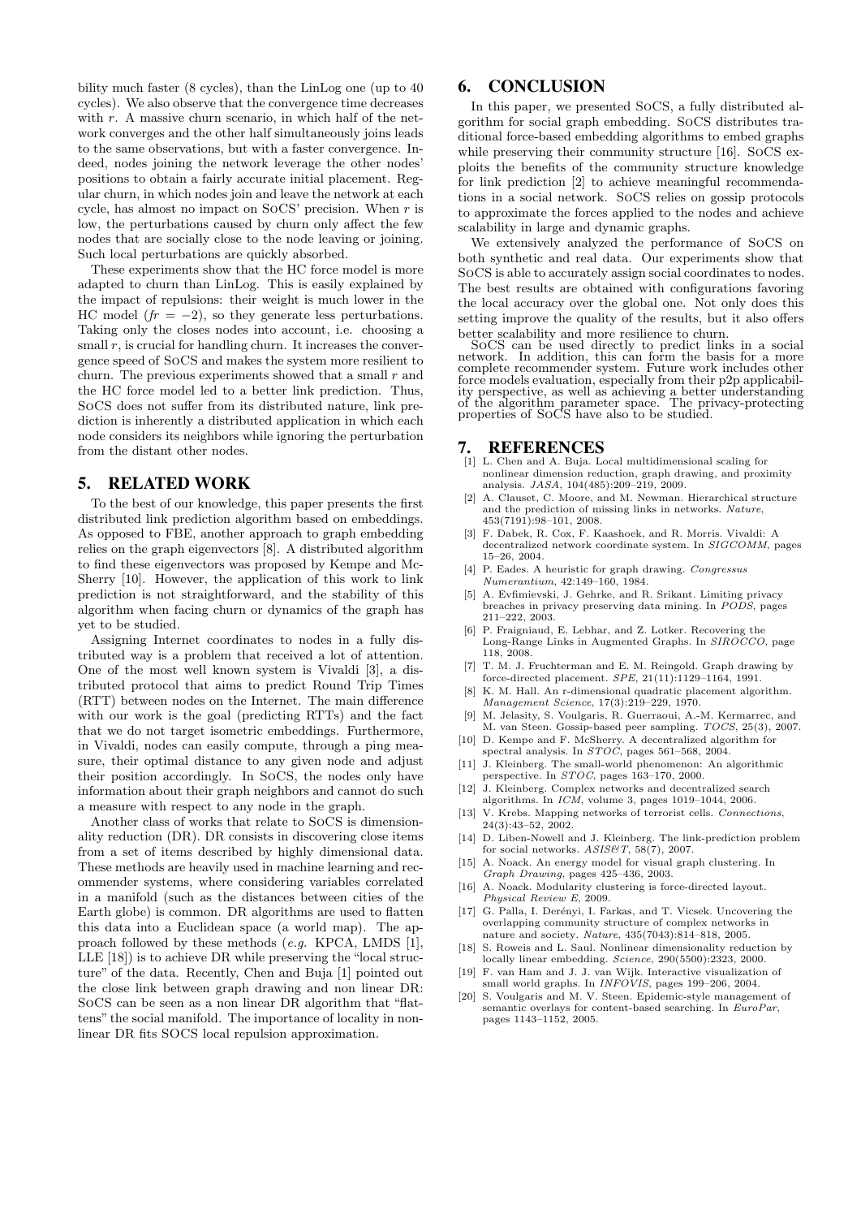bility much faster (8 cycles), than the LinLog one (up to 40 cycles). We also observe that the convergence time decreases with $r$. A massive churn scenario, in which half of the network converges and the other half simultaneously joins leads to the same observations, but with a faster convergence. Indeed, nodes joining the network leverage the other nodes' positions to obtain a fairly accurate initial placement. Regular churn, in which nodes join and leave the network at each cycle, has almost no impact on SoCS' precision. When $r$ is low, the perturbations caused by churn only affect the few nodes that are socially close to the node leaving or joining. Such local perturbations are quickly absorbed.

These experiments show that the HC force model is more adapted to churn than LinLog. This is easily explained by the impact of repulsions: their weight is much lower in the HC model ($fr = -2$), so they generate less perturbations. Taking only the closes nodes into account, i.e. choosing a small $r$, is crucial for handling churn. It increases the convergence speed of SoCS and makes the system more resilient to churn. The previous experiments showed that a small $r$ and the HC force model led to a better link prediction. Thus, SoCS does not suffer from its distributed nature, link prediction is inherently a distributed application in which each node considers its neighbors while ignoring the perturbation from the distant other nodes.

## 5. RELATED WORK

To the best of our knowledge, this paper presents the first distributed link prediction algorithm based on embeddings. As opposed to FBE, another approach to graph embedding relies on the graph eigenvectors [8]. A distributed algorithm to find these eigenvectors was proposed by Kempe and McSherry [10]. However, the application of this work to link prediction is not straightforward, and the stability of this algorithm when facing churn or dynamics of the graph has yet to be studied.

Assigning Internet coordinates to nodes in a fully distributed way is a problem that received a lot of attention. One of the most well known system is Vivaldi [3], a distributed protocol that aims to predict Round Trip Times (RTT) between nodes on the Internet. The main difference with our work is the goal (predicting RTTs) and the fact that we do not target isometric embeddings. Furthermore, in Vivaldi, nodes can easily compute, through a ping measure, their optimal distance to any given node and adjust their position accordingly. In SoCS, the nodes only have information about their graph neighbors and cannot do such a measure with respect to any node in the graph.

Another class of works that relate to SoCS is dimensionality reduction (DR). DR consists in discovering close items from a set of items described by highly dimensional data. These methods are heavily used in machine learning and recommender systems, where considering variables correlated in a manifold (such as the distances between cities of the Earth globe) is common. DR algorithms are used to flatten this data into a Euclidean space (a world map). The approach followed by these methods (*e.g.* KPCA, LMDS [1], LLE [18]) is to achieve DR while preserving the "local structure" of the data. Recently, Chen and Buja [1] pointed out the close link between graph drawing and non linear DR: SoCS can be seen as a non linear DR algorithm that "flattens" the social manifold. The importance of locality in non-linear DR fits SOCS local repulsion approximation.

## 6. CONCLUSION

In this paper, we presented SoCS, a fully distributed algorithm for social graph embedding. SoCS distributes traditional force-based embedding algorithms to embed graphs while preserving their community structure [16]. SoCS exploits the benefits of the community structure knowledge for link prediction [2] to achieve meaningful recommendations in a social network. SoCS relies on gossip protocols to approximate the forces applied to the nodes and achieve scalability in large and dynamic graphs.

We extensively analyzed the performance of SoCS on both synthetic and real data. Our experiments show that SoCS is able to accurately assign social coordinates to nodes. The best results are obtained with configurations favoring the local accuracy over the global one. Not only does this setting improve the quality of the results, but it also offers better scalability and more resilience to churn.

SoCS can be used directly to predict links in a social network. In addition, this can form the basis for a more complete recommender system. Future work includes other force models evaluation, especially from their p2p applicability perspective, as well as achieving a better understanding of the algorithm parameter space. The privacy-protecting properties of SoCS have also to be studied.

## 7. REFERENCES

[1] L. Chen and A. Buja. Local multidimensional scaling for nonlinear dimension reduction, graph drawing, and proximity analysis. *JASA*, 104(485):209–219, 2009.

[2] A. Clauset, C. Moore, and M. Newman. Hierarchical structure and the prediction of missing links in networks. *Nature*, 453(7191):98–101, 2008.

[3] F. Dabek, R. Cox, F. Kaashoek, and R. Morris. Vivaldi: A decentralized network coordinate system. In *SIGCOMM*, pages 15–26, 2004.

[4] P. Eades. A heuristic for graph drawing. *Congressus Numerantium*, 42:149–160, 1984.

[5] A. Evfimievski, J. Gehrke, and R. Srikant. Limiting privacy breaches in privacy preserving data mining. In *PODS*, pages 211–222, 2003.

[6] P. Fraigniaud, E. Lebhar, and Z. Lotker. Recovering the Long-Range Links in Augmented Graphs. In *SIROCCO*, page 118, 2008.

[7] T. M. J. Fruchterman and E. M. Reingold. Graph drawing by force-directed placement. *SPE*, 21(11):1129–1164, 1991.

[8] K. M. Hall. An r-dimensional quadratic placement algorithm. *Management Science*, 17(3):219–229, 1970.

[9] M. Jelasity, S. Voulgaris, R. Guerraoui, A.-M. Kermarrec, and M. van Steen. Gossip-based peer sampling. *TOCS*, 25(3), 2007.

[10] D. Kempe and F. McSherry. A decentralized algorithm for spectral analysis. In *STOC*, pages 561–568, 2004.

[11] J. Kleinberg. The small-world phenomenon: An algorithmic perspective. In *STOC*, pages 163–170, 2000.

[12] J. Kleinberg. Complex networks and decentralized search algorithms. In *ICM*, volume 3, pages 1019–1044, 2006.

[13] V. Krebs. Mapping networks of terrorist cells. *Connections*, 24(3):43–52, 2002.

[14] D. Liben-Nowell and J. Kleinberg. The link-prediction problem for social networks. *ASIS&T*, 58(7), 2007.

[15] A. Noack. An energy model for visual graph clustering. In *Graph Drawing*, pages 425–436, 2003.

[16] A. Noack. Modularity clustering is force-directed layout. *Physical Review E*, 2009.

[17] G. Palla, I. Derényi, I. Farkas, and T. Vicsek. Uncovering the overlapping community structure of complex networks in nature and society. *Nature*, 435(7043):814–818, 2005.

[18] S. Roweis and L. Saul. Nonlinear dimensionality reduction by locally linear embedding. *Science*, 290(5500):2323, 2000.

[19] F. van Ham and J. J. van Wijk. Interactive visualization of small world graphs. In *INFOVIS*, pages 199–206, 2004.

[20] S. Voulgaris and M. V. Steen. Epidemic-style management of semantic overlays for content-based searching. In *EuroPar*, pages 1143–1152, 2005.